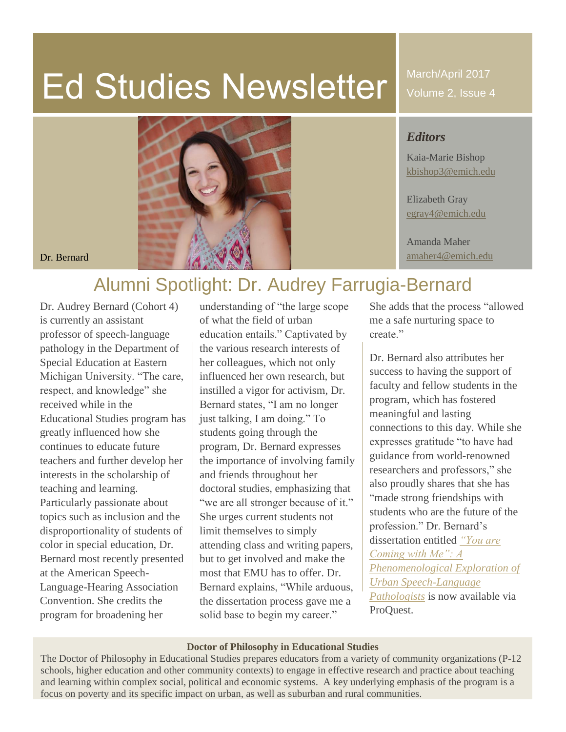# Ed Studies Newsletter

March/April 2017
Volume 2, Issue 4

### *Editors*

Kaia-Marie Bishop
kbishop3@emich.edu

Elizabeth Gray
egray4@emich.edu

Amanda Maher
amaher4@emich.edu

Dr. Bernard

## Alumni Spotlight: Dr. Audrey Farrugia-Bernard

Dr. Audrey Bernard (Cohort 4) is currently an assistant professor of speech-language pathology in the Department of Special Education at Eastern Michigan University. "The care, respect, and knowledge" she received while in the Educational Studies program has greatly influenced how she continues to educate future teachers and further develop her interests in the scholarship of teaching and learning. Particularly passionate about topics such as inclusion and the disproportionality of students of color in special education, Dr. Bernard most recently presented at the American Speech-Language-Hearing Association Convention. She credits the program for broadening her understanding of "the large scope of what the field of urban education entails." Captivated by the various research interests of her colleagues, which not only influenced her own research, but instilled a vigor for activism, Dr. Bernard states, "I am no longer just talking, I am doing." To students going through the program, Dr. Bernard expresses the importance of involving family and friends throughout her doctoral studies, emphasizing that "we are all stronger because of it." She urges current students not limit themselves to simply attending class and writing papers, but to get involved and make the most that EMU has to offer. Dr. Bernard explains, "While arduous, the dissertation process gave me a solid base to begin my career." She adds that the process "allowed me a safe nurturing space to create."

Dr. Bernard also attributes her success to having the support of faculty and fellow students in the program, which has fostered meaningful and lasting connections to this day. While she expresses gratitude "to have had guidance from world-renowned researchers and professors," she also proudly shares that she has "made strong friendships with students who are the future of the profession." Dr. Bernard's dissertation entitled *"You are Coming with Me": A Phenomenological Exploration of Urban Speech-Language Pathologists* is now available via ProQuest.

**Doctor of Philosophy in Educational Studies**

The Doctor of Philosophy in Educational Studies prepares educators from a variety of community organizations (P-12 schools, higher education and other community contexts) to engage in effective research and practice about teaching and learning within complex social, political and economic systems. A key underlying emphasis of the program is a focus on poverty and its specific impact on urban, as well as suburban and rural communities.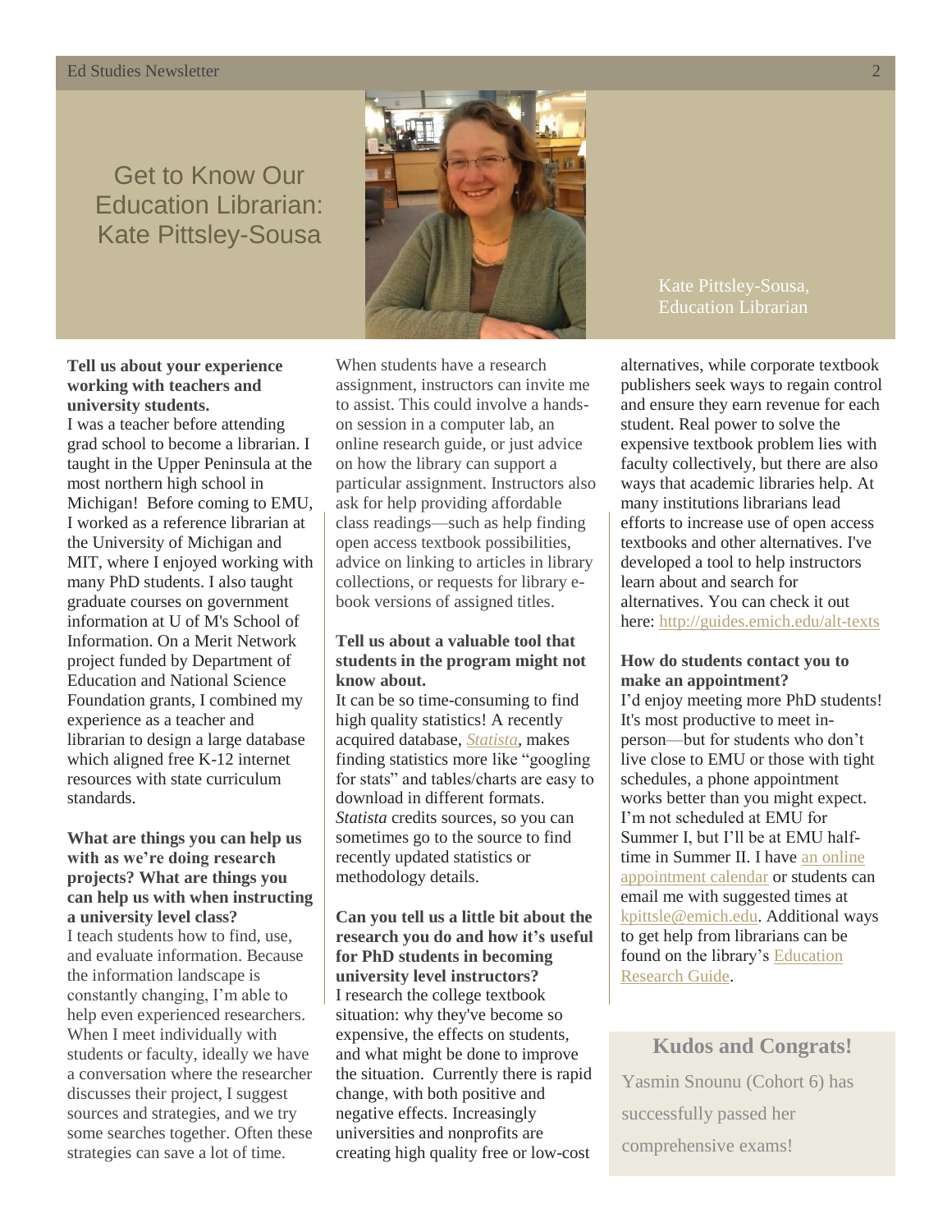# Get to Know Our Education Librarian: Kate Pittsley-Sousa

Kate Pittsley-Sousa, Education Librarian

**Tell us about your experience working with teachers and university students.**

I was a teacher before attending grad school to become a librarian. I taught in the Upper Peninsula at the most northern high school in Michigan! Before coming to EMU, I worked as a reference librarian at the University of Michigan and MIT, where I enjoyed working with many PhD students. I also taught graduate courses on government information at U of M's School of Information. On a Merit Network project funded by Department of Education and National Science Foundation grants, I combined my experience as a teacher and librarian to design a large database which aligned free K-12 internet resources with state curriculum standards.

**What are things you can help us with as we're doing research projects? What are things you can help us with when instructing a university level class?**

I teach students how to find, use, and evaluate information. Because the information landscape is constantly changing, I'm able to help even experienced researchers. When I meet individually with students or faculty, ideally we have a conversation where the researcher discusses their project, I suggest sources and strategies, and we try some searches together. Often these strategies can save a lot of time. When students have a research assignment, instructors can invite me to assist. This could involve a hands-on session in a computer lab, an online research guide, or just advice on how the library can support a particular assignment. Instructors also ask for help providing affordable class readings—such as help finding open access textbook possibilities, advice on linking to articles in library collections, or requests for library e-book versions of assigned titles.

**Tell us about a valuable tool that students in the program might not know about.**

It can be so time-consuming to find high quality statistics! A recently acquired database, *Statista*, makes finding statistics more like "googling for stats" and tables/charts are easy to download in different formats. *Statista* credits sources, so you can sometimes go to the source to find recently updated statistics or methodology details.

**Can you tell us a little bit about the research you do and how it's useful for PhD students in becoming university level instructors?**

I research the college textbook situation: why they've become so expensive, the effects on students, and what might be done to improve the situation. Currently there is rapid change, with both positive and negative effects. Increasingly universities and nonprofits are creating high quality free or low-cost alternatives, while corporate textbook publishers seek ways to regain control and ensure they earn revenue for each student. Real power to solve the expensive textbook problem lies with faculty collectively, but there are also ways that academic libraries help. At many institutions librarians lead efforts to increase use of open access textbooks and other alternatives. I've developed a tool to help instructors learn about and search for alternatives. You can check it out here: http://guides.emich.edu/alt-texts

**How do students contact you to make an appointment?**

I'd enjoy meeting more PhD students! It's most productive to meet in-person—but for students who don't live close to EMU or those with tight schedules, a phone appointment works better than you might expect. I'm not scheduled at EMU for Summer I, but I'll be at EMU half-time in Summer II. I have an online appointment calendar or students can email me with suggested times at kpittsle@emich.edu. Additional ways to get help from librarians can be found on the library's Education Research Guide.

## Kudos and Congrats!

Yasmin Snounu (Cohort 6) has successfully passed her comprehensive exams!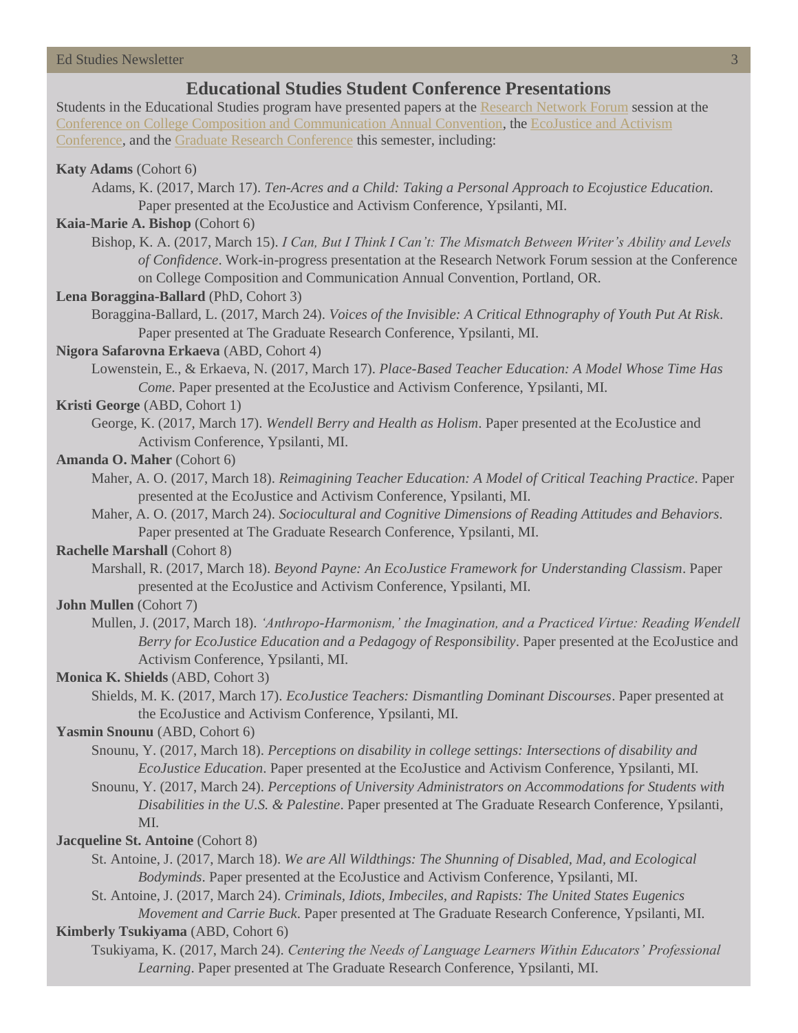## Educational Studies Student Conference Presentations

Students in the Educational Studies program have presented papers at the Research Network Forum session at the Conference on College Composition and Communication Annual Convention, the EcoJustice and Activism Conference, and the Graduate Research Conference this semester, including:

**Katy Adams** (Cohort 6)

Adams, K. (2017, March 17). *Ten-Acres and a Child: Taking a Personal Approach to Ecojustice Education*. Paper presented at the EcoJustice and Activism Conference, Ypsilanti, MI.

**Kaia-Marie A. Bishop** (Cohort 6)

Bishop, K. A. (2017, March 15). *I Can, But I Think I Can't: The Mismatch Between Writer's Ability and Levels of Confidence*. Work-in-progress presentation at the Research Network Forum session at the Conference on College Composition and Communication Annual Convention, Portland, OR.

**Lena Boraggina-Ballard** (PhD, Cohort 3)

Boraggina-Ballard, L. (2017, March 24). *Voices of the Invisible: A Critical Ethnography of Youth Put At Risk*. Paper presented at The Graduate Research Conference, Ypsilanti, MI.

**Nigora Safarovna Erkaeva** (ABD, Cohort 4)

Lowenstein, E., & Erkaeva, N. (2017, March 17). *Place-Based Teacher Education: A Model Whose Time Has Come*. Paper presented at the EcoJustice and Activism Conference, Ypsilanti, MI.

**Kristi George** (ABD, Cohort 1)

George, K. (2017, March 17). *Wendell Berry and Health as Holism*. Paper presented at the EcoJustice and Activism Conference, Ypsilanti, MI.

**Amanda O. Maher** (Cohort 6)

Maher, A. O. (2017, March 18). *Reimagining Teacher Education: A Model of Critical Teaching Practice*. Paper presented at the EcoJustice and Activism Conference, Ypsilanti, MI.

Maher, A. O. (2017, March 24). *Sociocultural and Cognitive Dimensions of Reading Attitudes and Behaviors*. Paper presented at The Graduate Research Conference, Ypsilanti, MI.

**Rachelle Marshall** (Cohort 8)

Marshall, R. (2017, March 18). *Beyond Payne: An EcoJustice Framework for Understanding Classism*. Paper presented at the EcoJustice and Activism Conference, Ypsilanti, MI.

**John Mullen** (Cohort 7)

Mullen, J. (2017, March 18). *'Anthropo-Harmonism,' the Imagination, and a Practiced Virtue: Reading Wendell Berry for EcoJustice Education and a Pedagogy of Responsibility*. Paper presented at the EcoJustice and Activism Conference, Ypsilanti, MI.

**Monica K. Shields** (ABD, Cohort 3)

Shields, M. K. (2017, March 17). *EcoJustice Teachers: Dismantling Dominant Discourses*. Paper presented at the EcoJustice and Activism Conference, Ypsilanti, MI.

**Yasmin Snounu** (ABD, Cohort 6)

Snounu, Y. (2017, March 18). *Perceptions on disability in college settings: Intersections of disability and EcoJustice Education*. Paper presented at the EcoJustice and Activism Conference, Ypsilanti, MI.

Snounu, Y. (2017, March 24). *Perceptions of University Administrators on Accommodations for Students with Disabilities in the U.S. & Palestine*. Paper presented at The Graduate Research Conference, Ypsilanti, MI.

**Jacqueline St. Antoine** (Cohort 8)

St. Antoine, J. (2017, March 18). *We are All Wildthings: The Shunning of Disabled, Mad, and Ecological Bodyminds*. Paper presented at the EcoJustice and Activism Conference, Ypsilanti, MI.

St. Antoine, J. (2017, March 24). *Criminals, Idiots, Imbeciles, and Rapists: The United States Eugenics Movement and Carrie Buck*. Paper presented at The Graduate Research Conference, Ypsilanti, MI.

**Kimberly Tsukiyama** (ABD, Cohort 6)

Tsukiyama, K. (2017, March 24). *Centering the Needs of Language Learners Within Educators' Professional Learning*. Paper presented at The Graduate Research Conference, Ypsilanti, MI.